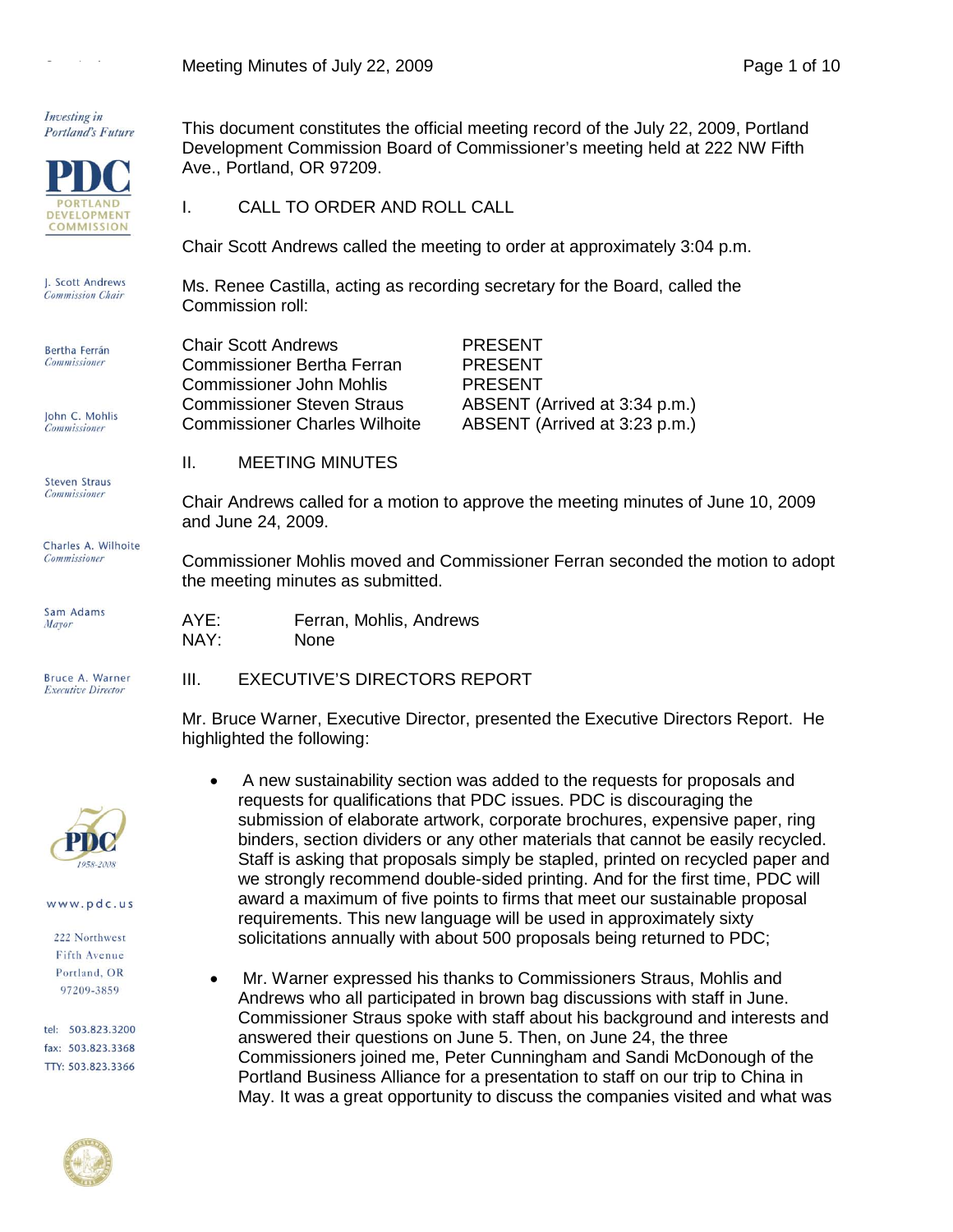*Investing in Portland's Future*

**PDC**
PORTLAND DEVELOPMENT COMMISSION

J. Scott Andrews, *Commission Chair*
Bertha Ferrán, *Commissioner*
John C. Mohlis, *Commissioner*
Steven Straus, *Commissioner*
Charles A. Wilhoite, *Commissioner*
Sam Adams, *Mayor*
Bruce A. Warner, *Executive Director*

www.pdc.us
222 Northwest Fifth Avenue
Portland, OR 97209-3859
tel: 503.823.3200
fax: 503.823.3368
TTY: 503.823.3366

This document constitutes the official meeting record of the July 22, 2009, Portland Development Commission Board of Commissioner's meeting held at 222 NW Fifth Ave., Portland, OR 97209.

## I. CALL TO ORDER AND ROLL CALL

Chair Scott Andrews called the meeting to order at approximately 3:04 p.m.

Ms. Renee Castilla, acting as recording secretary for the Board, called the Commission roll:

| | |
|---|---|
| Chair Scott Andrews | PRESENT |
| Commissioner Bertha Ferran | PRESENT |
| Commissioner John Mohlis | PRESENT |
| Commissioner Steven Straus | ABSENT (Arrived at 3:34 p.m.) |
| Commissioner Charles Wilhoite | ABSENT (Arrived at 3:23 p.m.) |

## II. MEETING MINUTES

Chair Andrews called for a motion to approve the meeting minutes of June 10, 2009 and June 24, 2009.

Commissioner Mohlis moved and Commissioner Ferran seconded the motion to adopt the meeting minutes as submitted.

AYE: Ferran, Mohlis, Andrews
NAY: None

## III. EXECUTIVE'S DIRECTORS REPORT

Mr. Bruce Warner, Executive Director, presented the Executive Directors Report. He highlighted the following:

- A new sustainability section was added to the requests for proposals and requests for qualifications that PDC issues. PDC is discouraging the submission of elaborate artwork, corporate brochures, expensive paper, ring binders, section dividers or any other materials that cannot be easily recycled. Staff is asking that proposals simply be stapled, printed on recycled paper and we strongly recommend double-sided printing. And for the first time, PDC will award a maximum of five points to firms that meet our sustainable proposal requirements. This new language will be used in approximately sixty solicitations annually with about 500 proposals being returned to PDC;

- Mr. Warner expressed his thanks to Commissioners Straus, Mohlis and Andrews who all participated in brown bag discussions with staff in June. Commissioner Straus spoke with staff about his background and interests and answered their questions on June 5. Then, on June 24, the three Commissioners joined me, Peter Cunningham and Sandi McDonough of the Portland Business Alliance for a presentation to staff on our trip to China in May. It was a great opportunity to discuss the companies visited and what was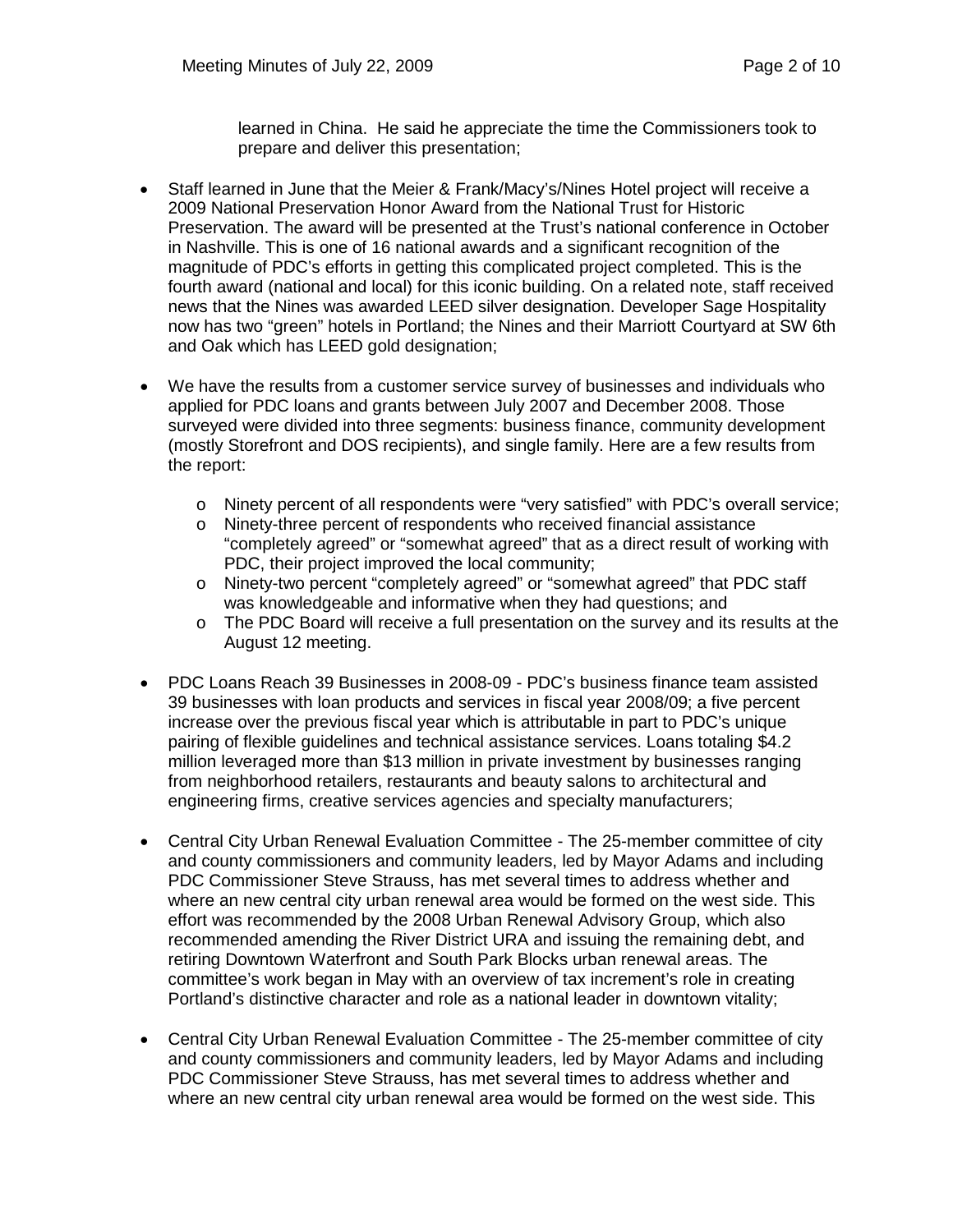learned in China. He said he appreciate the time the Commissioners took to prepare and deliver this presentation;

- Staff learned in June that the Meier & Frank/Macy's/Nines Hotel project will receive a 2009 National Preservation Honor Award from the National Trust for Historic Preservation. The award will be presented at the Trust's national conference in October in Nashville. This is one of 16 national awards and a significant recognition of the magnitude of PDC's efforts in getting this complicated project completed. This is the fourth award (national and local) for this iconic building. On a related note, staff received news that the Nines was awarded LEED silver designation. Developer Sage Hospitality now has two "green" hotels in Portland; the Nines and their Marriott Courtyard at SW 6th and Oak which has LEED gold designation;

- We have the results from a customer service survey of businesses and individuals who applied for PDC loans and grants between July 2007 and December 2008. Those surveyed were divided into three segments: business finance, community development (mostly Storefront and DOS recipients), and single family. Here are a few results from the report:
  - Ninety percent of all respondents were "very satisfied" with PDC's overall service;
  - Ninety-three percent of respondents who received financial assistance "completely agreed" or "somewhat agreed" that as a direct result of working with PDC, their project improved the local community;
  - Ninety-two percent "completely agreed" or "somewhat agreed" that PDC staff was knowledgeable and informative when they had questions; and
  - The PDC Board will receive a full presentation on the survey and its results at the August 12 meeting.

- PDC Loans Reach 39 Businesses in 2008-09 - PDC's business finance team assisted 39 businesses with loan products and services in fiscal year 2008/09; a five percent increase over the previous fiscal year which is attributable in part to PDC's unique pairing of flexible guidelines and technical assistance services. Loans totaling $4.2 million leveraged more than $13 million in private investment by businesses ranging from neighborhood retailers, restaurants and beauty salons to architectural and engineering firms, creative services agencies and specialty manufacturers;

- Central City Urban Renewal Evaluation Committee - The 25-member committee of city and county commissioners and community leaders, led by Mayor Adams and including PDC Commissioner Steve Strauss, has met several times to address whether and where an new central city urban renewal area would be formed on the west side. This effort was recommended by the 2008 Urban Renewal Advisory Group, which also recommended amending the River District URA and issuing the remaining debt, and retiring Downtown Waterfront and South Park Blocks urban renewal areas. The committee's work began in May with an overview of tax increment's role in creating Portland's distinctive character and role as a national leader in downtown vitality;

- Central City Urban Renewal Evaluation Committee - The 25-member committee of city and county commissioners and community leaders, led by Mayor Adams and including PDC Commissioner Steve Strauss, has met several times to address whether and where an new central city urban renewal area would be formed on the west side. This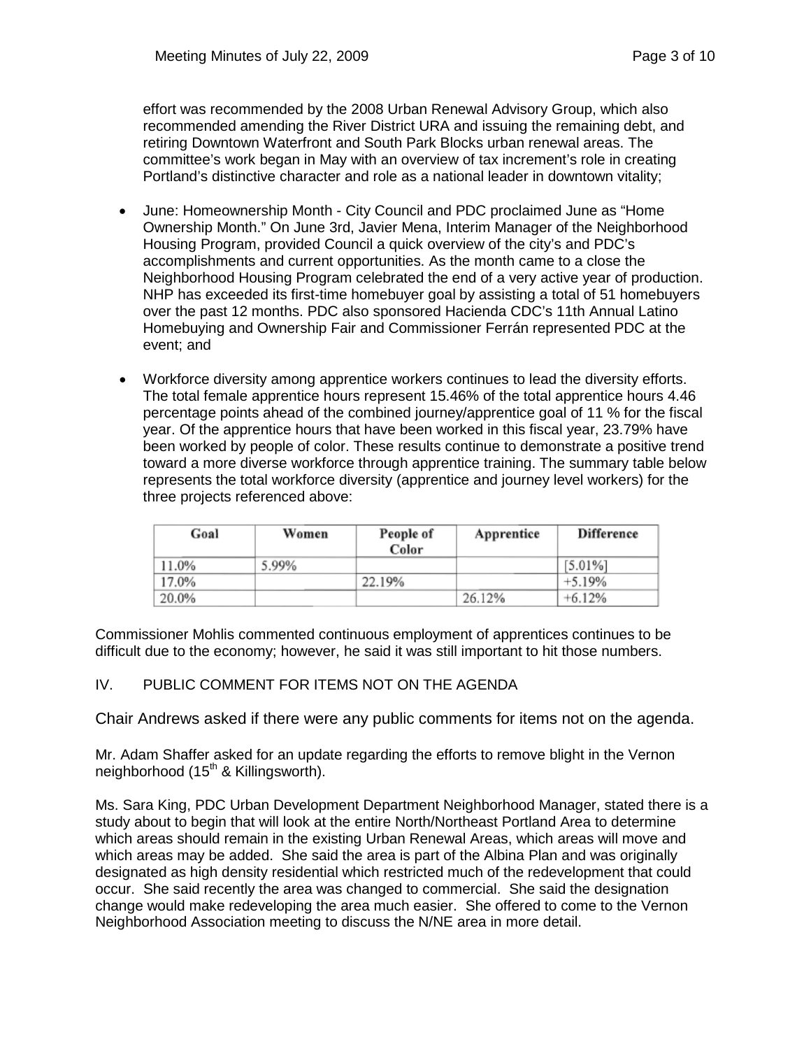effort was recommended by the 2008 Urban Renewal Advisory Group, which also recommended amending the River District URA and issuing the remaining debt, and retiring Downtown Waterfront and South Park Blocks urban renewal areas. The committee's work began in May with an overview of tax increment's role in creating Portland's distinctive character and role as a national leader in downtown vitality;

- June: Homeownership Month - City Council and PDC proclaimed June as "Home Ownership Month." On June 3rd, Javier Mena, Interim Manager of the Neighborhood Housing Program, provided Council a quick overview of the city's and PDC's accomplishments and current opportunities. As the month came to a close the Neighborhood Housing Program celebrated the end of a very active year of production. NHP has exceeded its first-time homebuyer goal by assisting a total of 51 homebuyers over the past 12 months. PDC also sponsored Hacienda CDC's 11th Annual Latino Homebuying and Ownership Fair and Commissioner Ferrán represented PDC at the event; and

- Workforce diversity among apprentice workers continues to lead the diversity efforts. The total female apprentice hours represent 15.46% of the total apprentice hours 4.46 percentage points ahead of the combined journey/apprentice goal of 11 % for the fiscal year. Of the apprentice hours that have been worked in this fiscal year, 23.79% have been worked by people of color. These results continue to demonstrate a positive trend toward a more diverse workforce through apprentice training. The summary table below represents the total workforce diversity (apprentice and journey level workers) for the three projects referenced above:

| Goal | Women | People of Color | Apprentice | Difference |
|---|---|---|---|---|
| 11.0% | 5.99% | | | [5.01%] |
| 17.0% | | 22.19% | | +5.19% |
| 20.0% | | | 26.12% | +6.12% |

Commissioner Mohlis commented continuous employment of apprentices continues to be difficult due to the economy; however, he said it was still important to hit those numbers.

## IV. PUBLIC COMMENT FOR ITEMS NOT ON THE AGENDA

Chair Andrews asked if there were any public comments for items not on the agenda.

Mr. Adam Shaffer asked for an update regarding the efforts to remove blight in the Vernon neighborhood (15th & Killingsworth).

Ms. Sara King, PDC Urban Development Department Neighborhood Manager, stated there is a study about to begin that will look at the entire North/Northeast Portland Area to determine which areas should remain in the existing Urban Renewal Areas, which areas will move and which areas may be added. She said the area is part of the Albina Plan and was originally designated as high density residential which restricted much of the redevelopment that could occur. She said recently the area was changed to commercial. She said the designation change would make redeveloping the area much easier. She offered to come to the Vernon Neighborhood Association meeting to discuss the N/NE area in more detail.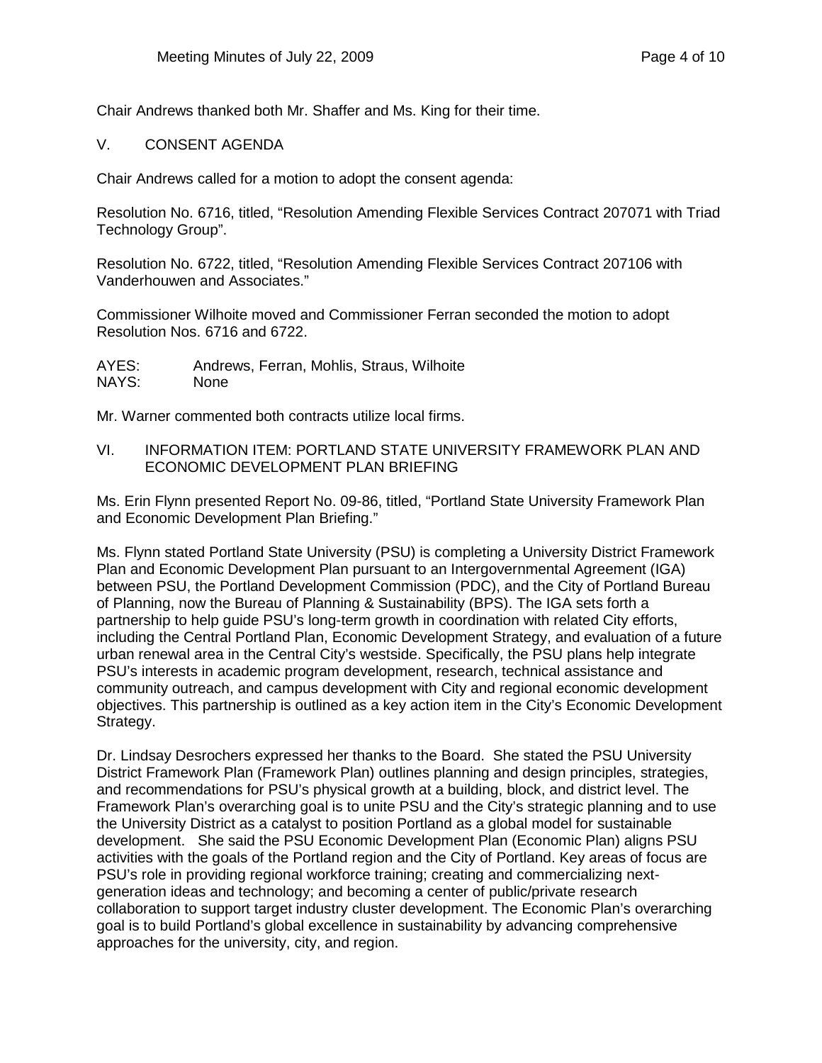Chair Andrews thanked both Mr. Shaffer and Ms. King for their time.

## V. CONSENT AGENDA

Chair Andrews called for a motion to adopt the consent agenda:

Resolution No. 6716, titled, "Resolution Amending Flexible Services Contract 207071 with Triad Technology Group".

Resolution No. 6722, titled, "Resolution Amending Flexible Services Contract 207106 with Vanderhouwen and Associates."

Commissioner Wilhoite moved and Commissioner Ferran seconded the motion to adopt Resolution Nos. 6716 and 6722.

AYES: Andrews, Ferran, Mohlis, Straus, Wilhoite
NAYS: None

Mr. Warner commented both contracts utilize local firms.

## VI. INFORMATION ITEM: PORTLAND STATE UNIVERSITY FRAMEWORK PLAN AND ECONOMIC DEVELOPMENT PLAN BRIEFING

Ms. Erin Flynn presented Report No. 09-86, titled, "Portland State University Framework Plan and Economic Development Plan Briefing."

Ms. Flynn stated Portland State University (PSU) is completing a University District Framework Plan and Economic Development Plan pursuant to an Intergovernmental Agreement (IGA) between PSU, the Portland Development Commission (PDC), and the City of Portland Bureau of Planning, now the Bureau of Planning & Sustainability (BPS). The IGA sets forth a partnership to help guide PSU's long-term growth in coordination with related City efforts, including the Central Portland Plan, Economic Development Strategy, and evaluation of a future urban renewal area in the Central City's westside. Specifically, the PSU plans help integrate PSU's interests in academic program development, research, technical assistance and community outreach, and campus development with City and regional economic development objectives. This partnership is outlined as a key action item in the City's Economic Development Strategy.

Dr. Lindsay Desrochers expressed her thanks to the Board. She stated the PSU University District Framework Plan (Framework Plan) outlines planning and design principles, strategies, and recommendations for PSU's physical growth at a building, block, and district level. The Framework Plan's overarching goal is to unite PSU and the City's strategic planning and to use the University District as a catalyst to position Portland as a global model for sustainable development. She said the PSU Economic Development Plan (Economic Plan) aligns PSU activities with the goals of the Portland region and the City of Portland. Key areas of focus are PSU's role in providing regional workforce training; creating and commercializing next-generation ideas and technology; and becoming a center of public/private research collaboration to support target industry cluster development. The Economic Plan's overarching goal is to build Portland's global excellence in sustainability by advancing comprehensive approaches for the university, city, and region.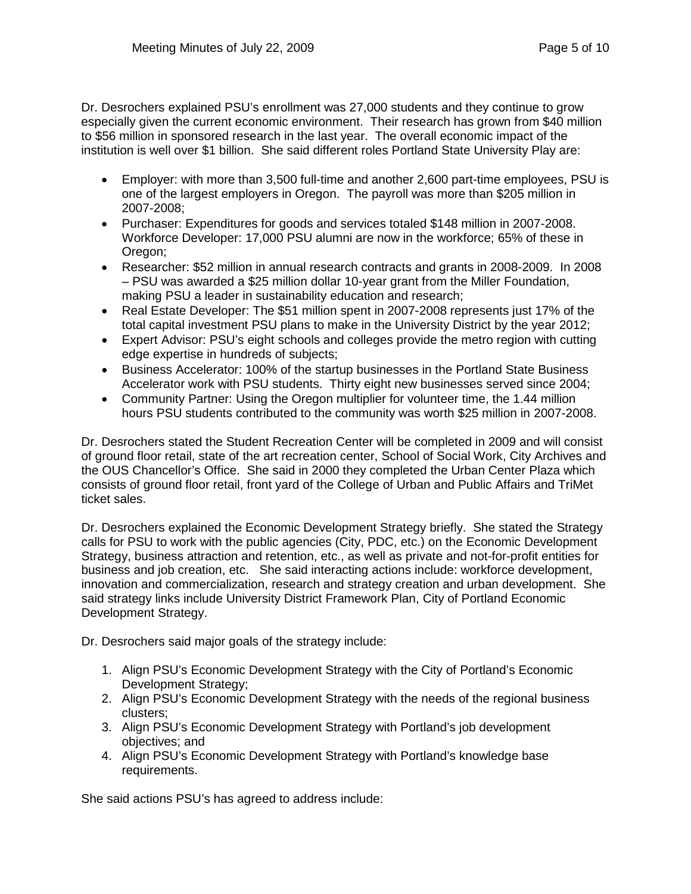Dr. Desrochers explained PSU's enrollment was 27,000 students and they continue to grow especially given the current economic environment. Their research has grown from $40 million to $56 million in sponsored research in the last year. The overall economic impact of the institution is well over $1 billion. She said different roles Portland State University Play are:

- Employer: with more than 3,500 full-time and another 2,600 part-time employees, PSU is one of the largest employers in Oregon. The payroll was more than $205 million in 2007-2008;
- Purchaser: Expenditures for goods and services totaled $148 million in 2007-2008. Workforce Developer: 17,000 PSU alumni are now in the workforce; 65% of these in Oregon;
- Researcher: $52 million in annual research contracts and grants in 2008-2009. In 2008 – PSU was awarded a $25 million dollar 10-year grant from the Miller Foundation, making PSU a leader in sustainability education and research;
- Real Estate Developer: The $51 million spent in 2007-2008 represents just 17% of the total capital investment PSU plans to make in the University District by the year 2012;
- Expert Advisor: PSU's eight schools and colleges provide the metro region with cutting edge expertise in hundreds of subjects;
- Business Accelerator: 100% of the startup businesses in the Portland State Business Accelerator work with PSU students. Thirty eight new businesses served since 2004;
- Community Partner: Using the Oregon multiplier for volunteer time, the 1.44 million hours PSU students contributed to the community was worth $25 million in 2007-2008.

Dr. Desrochers stated the Student Recreation Center will be completed in 2009 and will consist of ground floor retail, state of the art recreation center, School of Social Work, City Archives and the OUS Chancellor's Office. She said in 2000 they completed the Urban Center Plaza which consists of ground floor retail, front yard of the College of Urban and Public Affairs and TriMet ticket sales.

Dr. Desrochers explained the Economic Development Strategy briefly. She stated the Strategy calls for PSU to work with the public agencies (City, PDC, etc.) on the Economic Development Strategy, business attraction and retention, etc., as well as private and not-for-profit entities for business and job creation, etc. She said interacting actions include: workforce development, innovation and commercialization, research and strategy creation and urban development. She said strategy links include University District Framework Plan, City of Portland Economic Development Strategy.

Dr. Desrochers said major goals of the strategy include:

1. Align PSU's Economic Development Strategy with the City of Portland's Economic Development Strategy;
2. Align PSU's Economic Development Strategy with the needs of the regional business clusters;
3. Align PSU's Economic Development Strategy with Portland's job development objectives; and
4. Align PSU's Economic Development Strategy with Portland's knowledge base requirements.

She said actions PSU's has agreed to address include: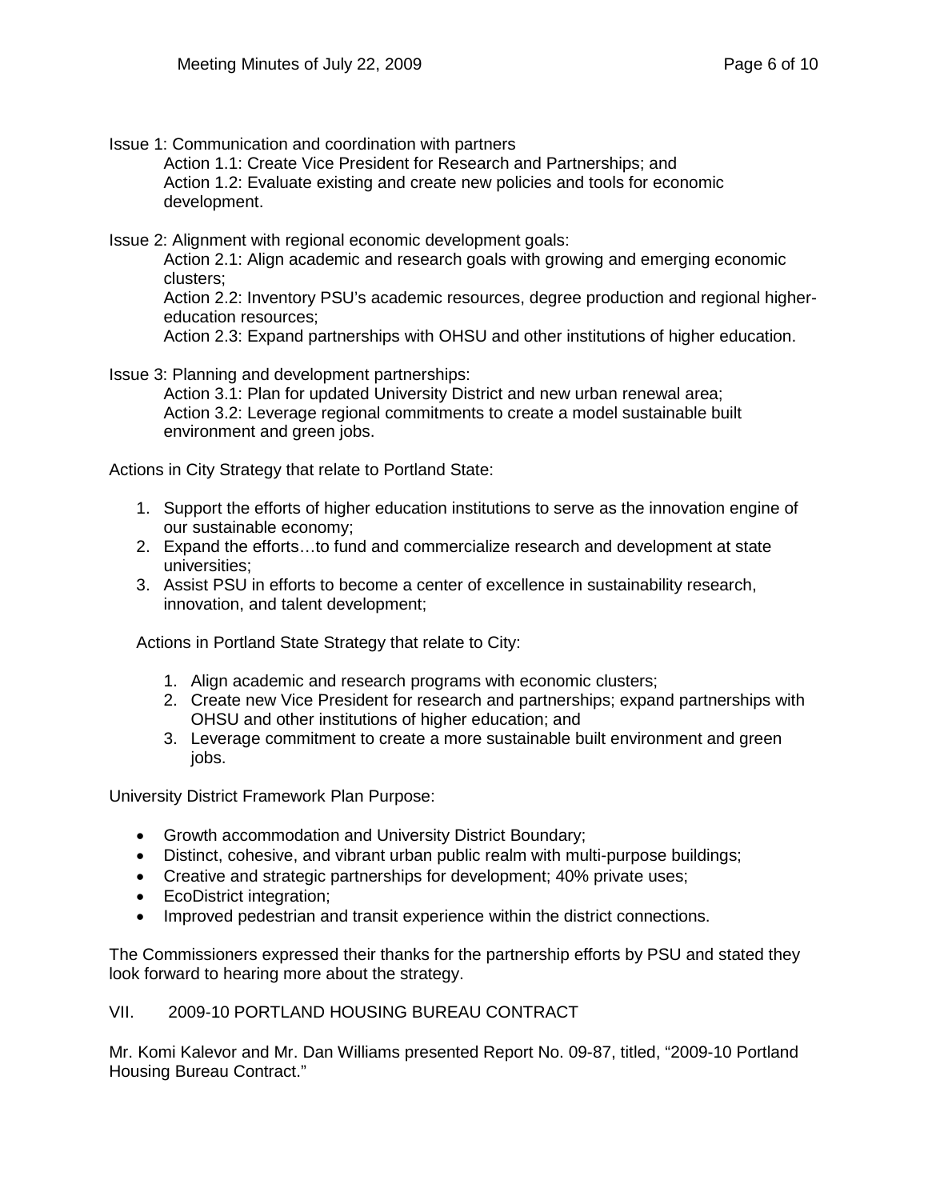Issue 1: Communication and coordination with partners

Action 1.1: Create Vice President for Research and Partnerships; and

Action 1.2: Evaluate existing and create new policies and tools for economic development.

Issue 2: Alignment with regional economic development goals:

Action 2.1: Align academic and research goals with growing and emerging economic clusters;

Action 2.2: Inventory PSU's academic resources, degree production and regional higher-education resources;

Action 2.3: Expand partnerships with OHSU and other institutions of higher education.

Issue 3: Planning and development partnerships:

Action 3.1: Plan for updated University District and new urban renewal area;

Action 3.2: Leverage regional commitments to create a model sustainable built environment and green jobs.

Actions in City Strategy that relate to Portland State:

1. Support the efforts of higher education institutions to serve as the innovation engine of our sustainable economy;
2. Expand the efforts…to fund and commercialize research and development at state universities;
3. Assist PSU in efforts to become a center of excellence in sustainability research, innovation, and talent development;

Actions in Portland State Strategy that relate to City:

1. Align academic and research programs with economic clusters;
2. Create new Vice President for research and partnerships; expand partnerships with OHSU and other institutions of higher education; and
3. Leverage commitment to create a more sustainable built environment and green jobs.

University District Framework Plan Purpose:

- Growth accommodation and University District Boundary;
- Distinct, cohesive, and vibrant urban public realm with multi-purpose buildings;
- Creative and strategic partnerships for development; 40% private uses;
- EcoDistrict integration;
- Improved pedestrian and transit experience within the district connections.

The Commissioners expressed their thanks for the partnership efforts by PSU and stated they look forward to hearing more about the strategy.

## VII. 2009-10 PORTLAND HOUSING BUREAU CONTRACT

Mr. Komi Kalevor and Mr. Dan Williams presented Report No. 09-87, titled, "2009-10 Portland Housing Bureau Contract."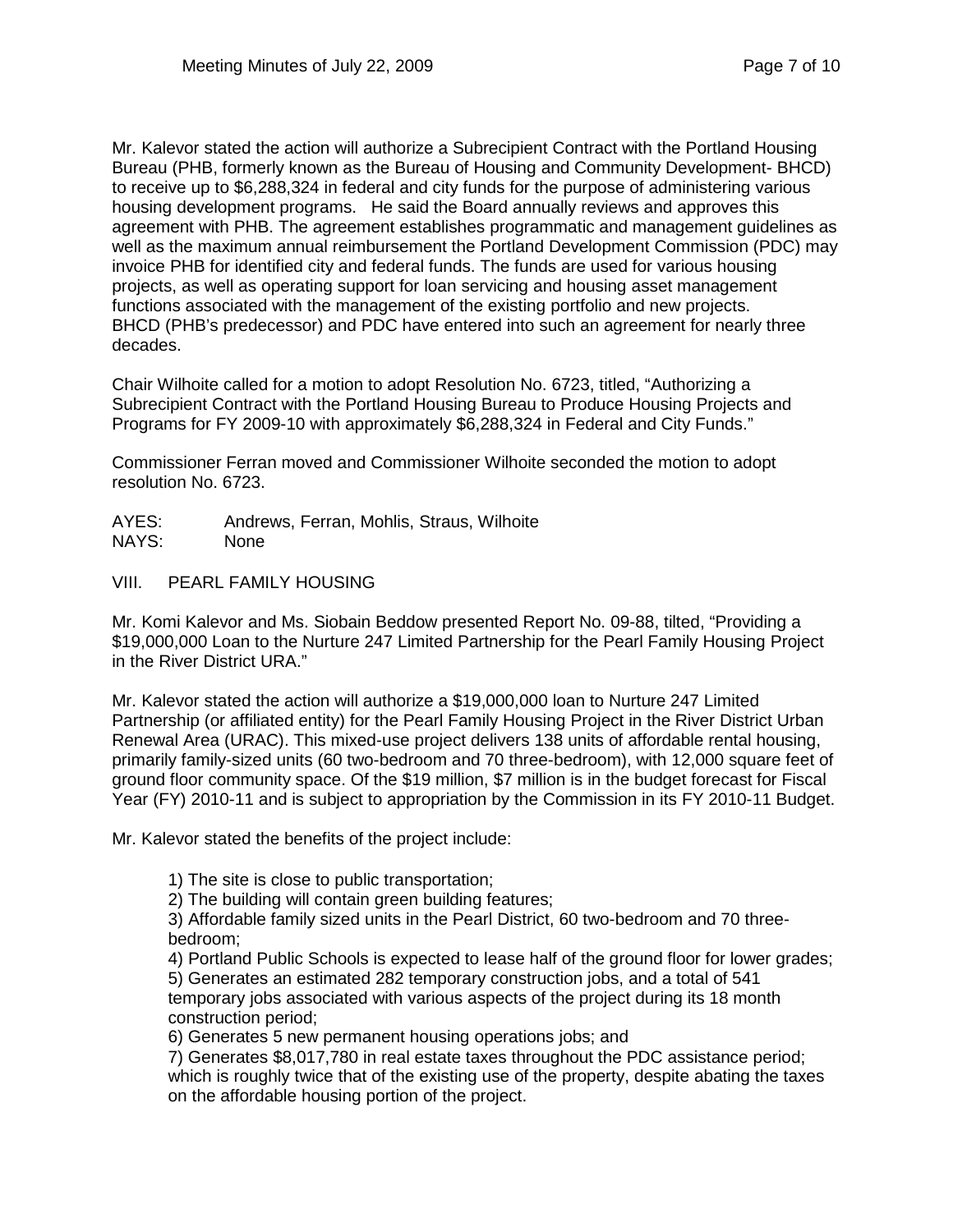Mr. Kalevor stated the action will authorize a Subrecipient Contract with the Portland Housing Bureau (PHB, formerly known as the Bureau of Housing and Community Development- BHCD) to receive up to $6,288,324 in federal and city funds for the purpose of administering various housing development programs. He said the Board annually reviews and approves this agreement with PHB. The agreement establishes programmatic and management guidelines as well as the maximum annual reimbursement the Portland Development Commission (PDC) may invoice PHB for identified city and federal funds. The funds are used for various housing projects, as well as operating support for loan servicing and housing asset management functions associated with the management of the existing portfolio and new projects. BHCD (PHB's predecessor) and PDC have entered into such an agreement for nearly three decades.

Chair Wilhoite called for a motion to adopt Resolution No. 6723, titled, "Authorizing a Subrecipient Contract with the Portland Housing Bureau to Produce Housing Projects and Programs for FY 2009-10 with approximately $6,288,324 in Federal and City Funds."

Commissioner Ferran moved and Commissioner Wilhoite seconded the motion to adopt resolution No. 6723.

AYES: Andrews, Ferran, Mohlis, Straus, Wilhoite
NAYS: None

## VIII. PEARL FAMILY HOUSING

Mr. Komi Kalevor and Ms. Siobain Beddow presented Report No. 09-88, tilted, "Providing a $19,000,000 Loan to the Nurture 247 Limited Partnership for the Pearl Family Housing Project in the River District URA."

Mr. Kalevor stated the action will authorize a $19,000,000 loan to Nurture 247 Limited Partnership (or affiliated entity) for the Pearl Family Housing Project in the River District Urban Renewal Area (URAC). This mixed-use project delivers 138 units of affordable rental housing, primarily family-sized units (60 two-bedroom and 70 three-bedroom), with 12,000 square feet of ground floor community space. Of the $19 million, $7 million is in the budget forecast for Fiscal Year (FY) 2010-11 and is subject to appropriation by the Commission in its FY 2010-11 Budget.

Mr. Kalevor stated the benefits of the project include:

1) The site is close to public transportation;
2) The building will contain green building features;
3) Affordable family sized units in the Pearl District, 60 two-bedroom and 70 three-bedroom;
4) Portland Public Schools is expected to lease half of the ground floor for lower grades;
5) Generates an estimated 282 temporary construction jobs, and a total of 541 temporary jobs associated with various aspects of the project during its 18 month construction period;
6) Generates 5 new permanent housing operations jobs; and
7) Generates $8,017,780 in real estate taxes throughout the PDC assistance period; which is roughly twice that of the existing use of the property, despite abating the taxes on the affordable housing portion of the project.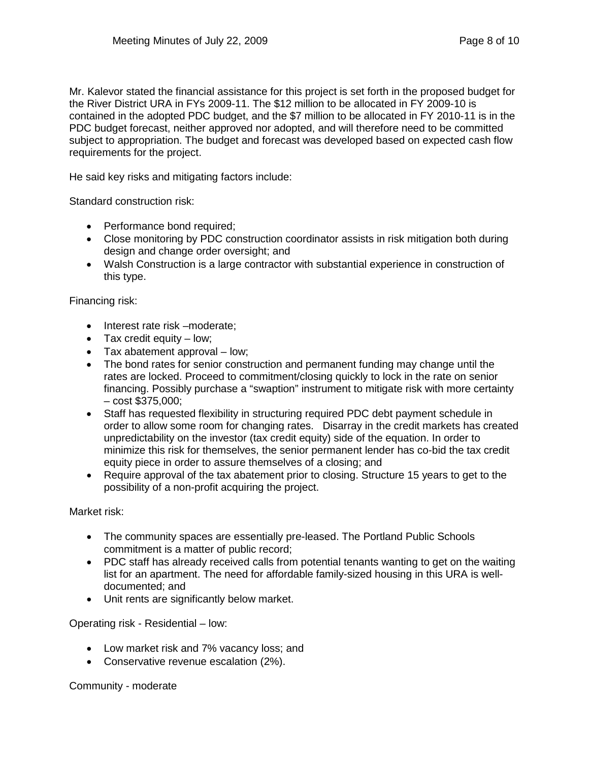Mr. Kalevor stated the financial assistance for this project is set forth in the proposed budget for the River District URA in FYs 2009-11. The $12 million to be allocated in FY 2009-10 is contained in the adopted PDC budget, and the $7 million to be allocated in FY 2010-11 is in the PDC budget forecast, neither approved nor adopted, and will therefore need to be committed subject to appropriation. The budget and forecast was developed based on expected cash flow requirements for the project.

He said key risks and mitigating factors include:

Standard construction risk:

- Performance bond required;
- Close monitoring by PDC construction coordinator assists in risk mitigation both during design and change order oversight; and
- Walsh Construction is a large contractor with substantial experience in construction of this type.

Financing risk:

- Interest rate risk –moderate;
- Tax credit equity – low;
- Tax abatement approval – low;
- The bond rates for senior construction and permanent funding may change until the rates are locked. Proceed to commitment/closing quickly to lock in the rate on senior financing. Possibly purchase a "swaption" instrument to mitigate risk with more certainty – cost $375,000;
- Staff has requested flexibility in structuring required PDC debt payment schedule in order to allow some room for changing rates. Disarray in the credit markets has created unpredictability on the investor (tax credit equity) side of the equation. In order to minimize this risk for themselves, the senior permanent lender has co-bid the tax credit equity piece in order to assure themselves of a closing; and
- Require approval of the tax abatement prior to closing. Structure 15 years to get to the possibility of a non-profit acquiring the project.

Market risk:

- The community spaces are essentially pre-leased. The Portland Public Schools commitment is a matter of public record;
- PDC staff has already received calls from potential tenants wanting to get on the waiting list for an apartment. The need for affordable family-sized housing in this URA is well-documented; and
- Unit rents are significantly below market.

Operating risk - Residential – low:

- Low market risk and 7% vacancy loss; and
- Conservative revenue escalation (2%).

Community - moderate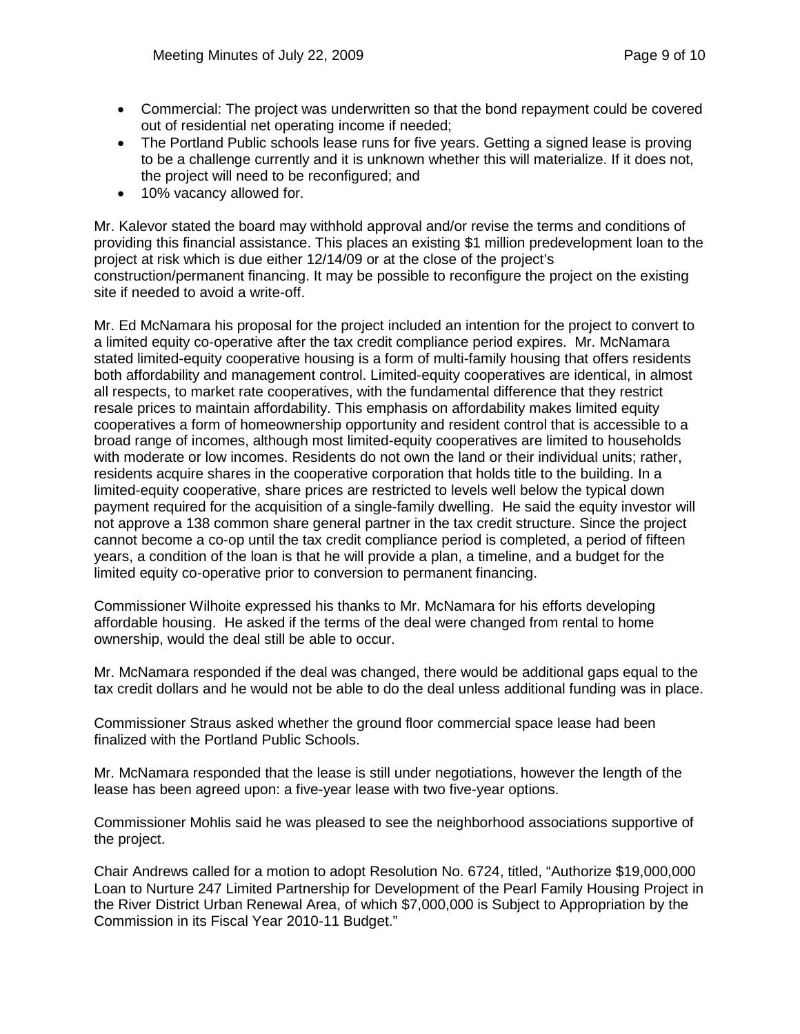- Commercial: The project was underwritten so that the bond repayment could be covered out of residential net operating income if needed;
- The Portland Public schools lease runs for five years. Getting a signed lease is proving to be a challenge currently and it is unknown whether this will materialize. If it does not, the project will need to be reconfigured; and
- 10% vacancy allowed for.

Mr. Kalevor stated the board may withhold approval and/or revise the terms and conditions of providing this financial assistance. This places an existing $1 million predevelopment loan to the project at risk which is due either 12/14/09 or at the close of the project's construction/permanent financing. It may be possible to reconfigure the project on the existing site if needed to avoid a write-off.

Mr. Ed McNamara his proposal for the project included an intention for the project to convert to a limited equity co-operative after the tax credit compliance period expires. Mr. McNamara stated limited-equity cooperative housing is a form of multi-family housing that offers residents both affordability and management control. Limited-equity cooperatives are identical, in almost all respects, to market rate cooperatives, with the fundamental difference that they restrict resale prices to maintain affordability. This emphasis on affordability makes limited equity cooperatives a form of homeownership opportunity and resident control that is accessible to a broad range of incomes, although most limited-equity cooperatives are limited to households with moderate or low incomes. Residents do not own the land or their individual units; rather, residents acquire shares in the cooperative corporation that holds title to the building. In a limited-equity cooperative, share prices are restricted to levels well below the typical down payment required for the acquisition of a single-family dwelling. He said the equity investor will not approve a 138 common share general partner in the tax credit structure. Since the project cannot become a co-op until the tax credit compliance period is completed, a period of fifteen years, a condition of the loan is that he will provide a plan, a timeline, and a budget for the limited equity co-operative prior to conversion to permanent financing.

Commissioner Wilhoite expressed his thanks to Mr. McNamara for his efforts developing affordable housing. He asked if the terms of the deal were changed from rental to home ownership, would the deal still be able to occur.

Mr. McNamara responded if the deal was changed, there would be additional gaps equal to the tax credit dollars and he would not be able to do the deal unless additional funding was in place.

Commissioner Straus asked whether the ground floor commercial space lease had been finalized with the Portland Public Schools.

Mr. McNamara responded that the lease is still under negotiations, however the length of the lease has been agreed upon: a five-year lease with two five-year options.

Commissioner Mohlis said he was pleased to see the neighborhood associations supportive of the project.

Chair Andrews called for a motion to adopt Resolution No. 6724, titled, "Authorize $19,000,000 Loan to Nurture 247 Limited Partnership for Development of the Pearl Family Housing Project in the River District Urban Renewal Area, of which $7,000,000 is Subject to Appropriation by the Commission in its Fiscal Year 2010-11 Budget."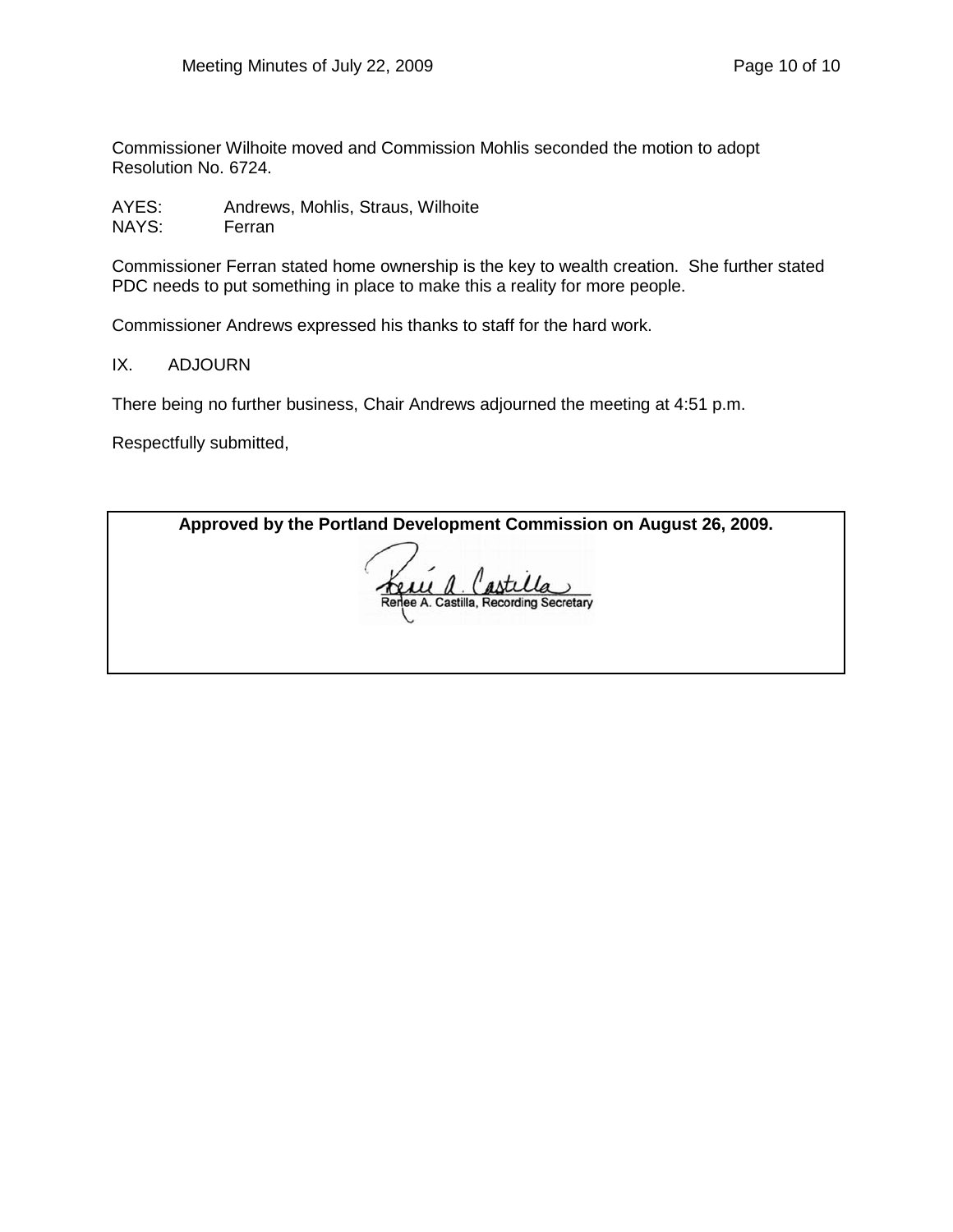Commissioner Wilhoite moved and Commission Mohlis seconded the motion to adopt Resolution No. 6724.

AYES: Andrews, Mohlis, Straus, Wilhoite
NAYS: Ferran

Commissioner Ferran stated home ownership is the key to wealth creation. She further stated PDC needs to put something in place to make this a reality for more people.

Commissioner Andrews expressed his thanks to staff for the hard work.

IX. ADJOURN

There being no further business, Chair Andrews adjourned the meeting at 4:51 p.m.

Respectfully submitted,

**Approved by the Portland Development Commission on August 26, 2009.**

Renee A. Castilla, Recording Secretary